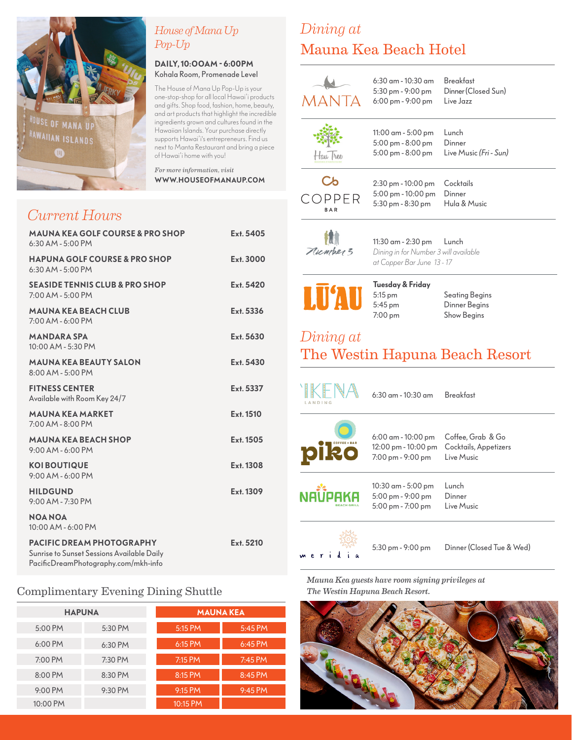## House of Mana Up Pop-Up

**DAILY, 10:00AM - 6:00PM**
Kohala Room, Promenade Level

The House of Mana Up Pop-Up is your one-stop-shop for all local Hawai'i products and gifts. Shop food, fashion, home, beauty, and art products that highlight the incredible ingredients grown and cultures found in the Hawaiian Islands. Your purchase directly supports Hawai'i's entrepreneurs. Find us next to Manta Restaurant and bring a piece of Hawai'i home with you!

*For more information, visit*
**WWW.HOUSEOFMANAUP.COM**

## Current Hours

| Venue | Ext. |
|---|---|
| **MAUNA KEA GOLF COURSE & PRO SHOP** 6:30 AM - 5:00 PM | **Ext. 5405** |
| **HAPUNA GOLF COURSE & PRO SHOP** 6:30 AM - 5:00 PM | **Ext. 3000** |
| **SEASIDE TENNIS CLUB & PRO SHOP** 7:00 AM - 5:00 PM | **Ext. 5420** |
| **MAUNA KEA BEACH CLUB** 7:00 AM - 6:00 PM | **Ext. 5336** |
| **MANDARA SPA** 10:00 AM - 5:30 PM | **Ext. 5630** |
| **MAUNA KEA BEAUTY SALON** 8:00 AM - 5:00 PM | **Ext. 5430** |
| **FITNESS CENTER** Available with Room Key 24/7 | **Ext. 5337** |
| **MAUNA KEA MARKET** 7:00 AM - 8:00 PM | **Ext. 1510** |
| **MAUNA KEA BEACH SHOP** 9:00 AM - 6:00 PM | **Ext. 1505** |
| **KOI BOUTIQUE** 9:00 AM - 6:00 PM | **Ext. 1308** |
| **HILDGUND** 9:00 AM - 7:30 PM | **Ext. 1309** |
| **NOA NOA** 10:00 AM - 6:00 PM | |
| **PACIFIC DREAM PHOTOGRAPHY** Sunrise to Sunset Sessions Available Daily PacificDreamPhotography.com/mkh-info | **Ext. 5210** |

## Complimentary Evening Dining Shuttle

| HAPUNA | | MAUNA KEA | |
|---|---|---|---|
| 5:00 PM | 5:30 PM | 5:15 PM | 5:45 PM |
| 6:00 PM | 6:30 PM | 6:15 PM | 6:45 PM |
| 7:00 PM | 7:30 PM | 7:15 PM | 7:45 PM |
| 8:00 PM | 8:30 PM | 8:15 PM | 8:45 PM |
| 9:00 PM | 9:30 PM | 9:15 PM | 9:45 PM |
| 10:00 PM | | 10:15 PM | |

## Dining at Mauna Kea Beach Hotel

| Restaurant | Hours | Service |
|---|---|---|
| MANTA | 6:30 am - 10:30 am | Breakfast |
| | 5:30 pm - 9:00 pm | Dinner (Closed Sun) |
| | 6:00 pm - 9:00 pm | Live Jazz |
| Hau Tree | 11:00 am - 5:00 pm | Lunch |
| | 5:00 pm - 8:00 pm | Dinner |
| | 5:00 pm - 8:00 pm | Live Music *(Fri - Sun)* |
| COPPER BAR | 2:30 pm - 10:00 pm | Cocktails |
| | 5:00 pm - 10:00 pm | Dinner |
| | 5:30 pm - 8:30 pm | Hula & Music |
| Number 3 | 11:30 am - 2:30 pm | Lunch |
| | *Dining in for Number 3 will available at Copper Bar June 13 - 17* | |
| LŪ'AU | **Tuesday & Friday** | |
| | 5:15 pm | Seating Begins |
| | 5:45 pm | Dinner Begins |
| | 7:00 pm | Show Begins |

## Dining at The Westin Hapuna Beach Resort

| Restaurant | Hours | Service |
|---|---|---|
| 'IKENA LANDING | 6:30 am - 10:30 am | Breakfast |
| piko COFFEE + BAR | 6:00 am - 10:00 pm | Coffee, Grab & Go |
| | 12:00 pm - 10:00 pm | Cocktails, Appetizers |
| | 7:00 pm - 9:00 pm | Live Music |
| NAUPAKA BEACH GRILL | 10:30 am - 5:00 pm | Lunch |
| | 5:00 pm - 9:00 pm | Dinner |
| | 5:00 pm - 7:00 pm | Live Music |
| meridia | 5:30 pm - 9:00 pm | Dinner (Closed Tue & Wed) |

*Mauna Kea guests have room signing privileges at The Westin Hapuna Beach Resort.*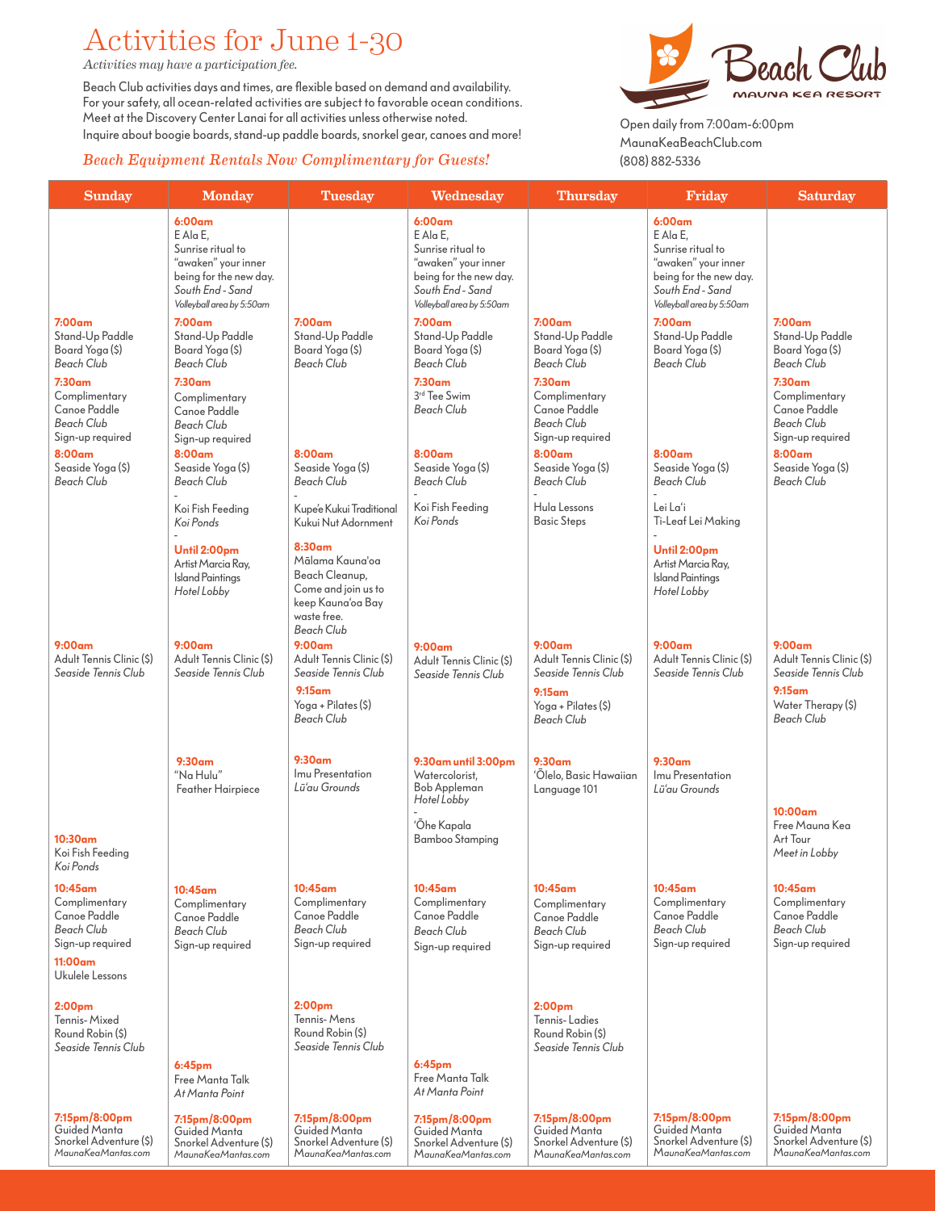# Activities for June 1-30

*Activities may have a participation fee.*

Beach Club activities days and times, are flexible based on demand and availability.
For your safety, all ocean-related activities are subject to favorable ocean conditions.
Meet at the Discovery Center Lanai for all activities unless otherwise noted.
Inquire about boogie boards, stand-up paddle boards, snorkel gear, canoes and more!

***Beach Equipment Rentals Now Complimentary for Guests!***

Beach Club
MAUNA KEA RESORT

Open daily from 7:00am-6:00pm
MaunaKeaBeachClub.com
(808) 882-5336

| Sunday | Monday | Tuesday | Wednesday | Thursday | Friday | Saturday |
|---|---|---|---|---|---|---|
| | **6:00am** E Ala E, Sunrise ritual to "awaken" your inner being for the new day. *South End - Sand Volleyball area by 5:50am* | | **6:00am** E Ala E, Sunrise ritual to "awaken" your inner being for the new day. *South End - Sand Volleyball area by 5:50am* | | **6:00am** E Ala E, Sunrise ritual to "awaken" your inner being for the new day. *South End - Sand Volleyball area by 5:50am* | |
| **7:00am** Stand-Up Paddle Board Yoga ($) *Beach Club* | **7:00am** Stand-Up Paddle Board Yoga ($) *Beach Club* | **7:00am** Stand-Up Paddle Board Yoga ($) *Beach Club* | **7:00am** Stand-Up Paddle Board Yoga ($) *Beach Club* | **7:00am** Stand-Up Paddle Board Yoga ($) *Beach Club* | **7:00am** Stand-Up Paddle Board Yoga ($) *Beach Club* | **7:00am** Stand-Up Paddle Board Yoga ($) *Beach Club* |
| **7:30am** Complimentary Canoe Paddle *Beach Club* Sign-up required | **7:30am** Complimentary Canoe Paddle *Beach Club* Sign-up required | | **7:30am** 3rd Tee Swim *Beach Club* | **7:30am** Complimentary Canoe Paddle *Beach Club* Sign-up required | | **7:30am** Complimentary Canoe Paddle *Beach Club* Sign-up required |
| **8:00am** Seaside Yoga ($) *Beach Club* | **8:00am** Seaside Yoga ($) *Beach Club* - Koi Fish Feeding *Koi Ponds* - **Until 2:00pm** Artist Marcia Ray, Island Paintings *Hotel Lobby* | **8:00am** Seaside Yoga ($) *Beach Club* - Kupe'e Kukui Traditional Kukui Nut Adornment **8:30am** Mālama Kauna'oa Beach Cleanup, Come and join us to keep Kauna'oa Bay waste free. *Beach Club* | **8:00am** Seaside Yoga ($) *Beach Club* - Koi Fish Feeding *Koi Ponds* | **8:00am** Seaside Yoga ($) *Beach Club* - Hula Lessons Basic Steps | **8:00am** Seaside Yoga ($) *Beach Club* - Lei La'i Ti-Leaf Lei Making - **Until 2:00pm** Artist Marcia Ray, Island Paintings *Hotel Lobby* | **8:00am** Seaside Yoga ($) *Beach Club* |
| **9:00am** Adult Tennis Clinic ($) *Seaside Tennis Club* | **9:00am** Adult Tennis Clinic ($) *Seaside Tennis Club* | **9:00am** Adult Tennis Clinic ($) *Seaside Tennis Club* **9:15am** Yoga + Pilates ($) *Beach Club* | **9:00am** Adult Tennis Clinic ($) *Seaside Tennis Club* | **9:00am** Adult Tennis Clinic ($) *Seaside Tennis Club* **9:15am** Yoga + Pilates ($) *Beach Club* | **9:00am** Adult Tennis Clinic ($) *Seaside Tennis Club* | **9:00am** Adult Tennis Clinic ($) *Seaside Tennis Club* **9:15am** Water Therapy ($) *Beach Club* |
| **10:30am** Koi Fish Feeding *Koi Ponds* | **9:30am** "Na Hulu" Feather Hairpiece | **9:30am** Imu Presentation *Lū'au Grounds* | **9:30am until 3:00pm** Watercolorist, Bob Appleman *Hotel Lobby* - 'Ōhe Kapala Bamboo Stamping | **9:30am** 'Ōlelo, Basic Hawaiian Language 101 | **9:30am** Imu Presentation *Lū'au Grounds* | **10:00am** Free Mauna Kea Art Tour *Meet in Lobby* |
| **10:45am** Complimentary Canoe Paddle *Beach Club* Sign-up required **11:00am** Ukulele Lessons | **10:45am** Complimentary Canoe Paddle *Beach Club* Sign-up required | **10:45am** Complimentary Canoe Paddle *Beach Club* Sign-up required | **10:45am** Complimentary Canoe Paddle *Beach Club* Sign-up required | **10:45am** Complimentary Canoe Paddle *Beach Club* Sign-up required | **10:45am** Complimentary Canoe Paddle *Beach Club* Sign-up required | **10:45am** Complimentary Canoe Paddle *Beach Club* Sign-up required |
| **2:00pm** Tennis- Mixed Round Robin ($) *Seaside Tennis Club* | **6:45pm** Free Manta Talk *At Manta Point* | **2:00pm** Tennis- Mens Round Robin ($) *Seaside Tennis Club* | **6:45pm** Free Manta Talk *At Manta Point* | **2:00pm** Tennis- Ladies Round Robin ($) *Seaside Tennis Club* | | |
| **7:15pm/8:00pm** Guided Manta Snorkel Adventure ($) *MaunaKeaMantas.com* | **7:15pm/8:00pm** Guided Manta Snorkel Adventure ($) *MaunaKeaMantas.com* | **7:15pm/8:00pm** Guided Manta Snorkel Adventure ($) *MaunaKeaMantas.com* | **7:15pm/8:00pm** Guided Manta Snorkel Adventure ($) *MaunaKeaMantas.com* | **7:15pm/8:00pm** Guided Manta Snorkel Adventure ($) *MaunaKeaMantas.com* | **7:15pm/8:00pm** Guided Manta Snorkel Adventure ($) *MaunaKeaMantas.com* | **7:15pm/8:00pm** Guided Manta Snorkel Adventure ($) *MaunaKeaMantas.com* |